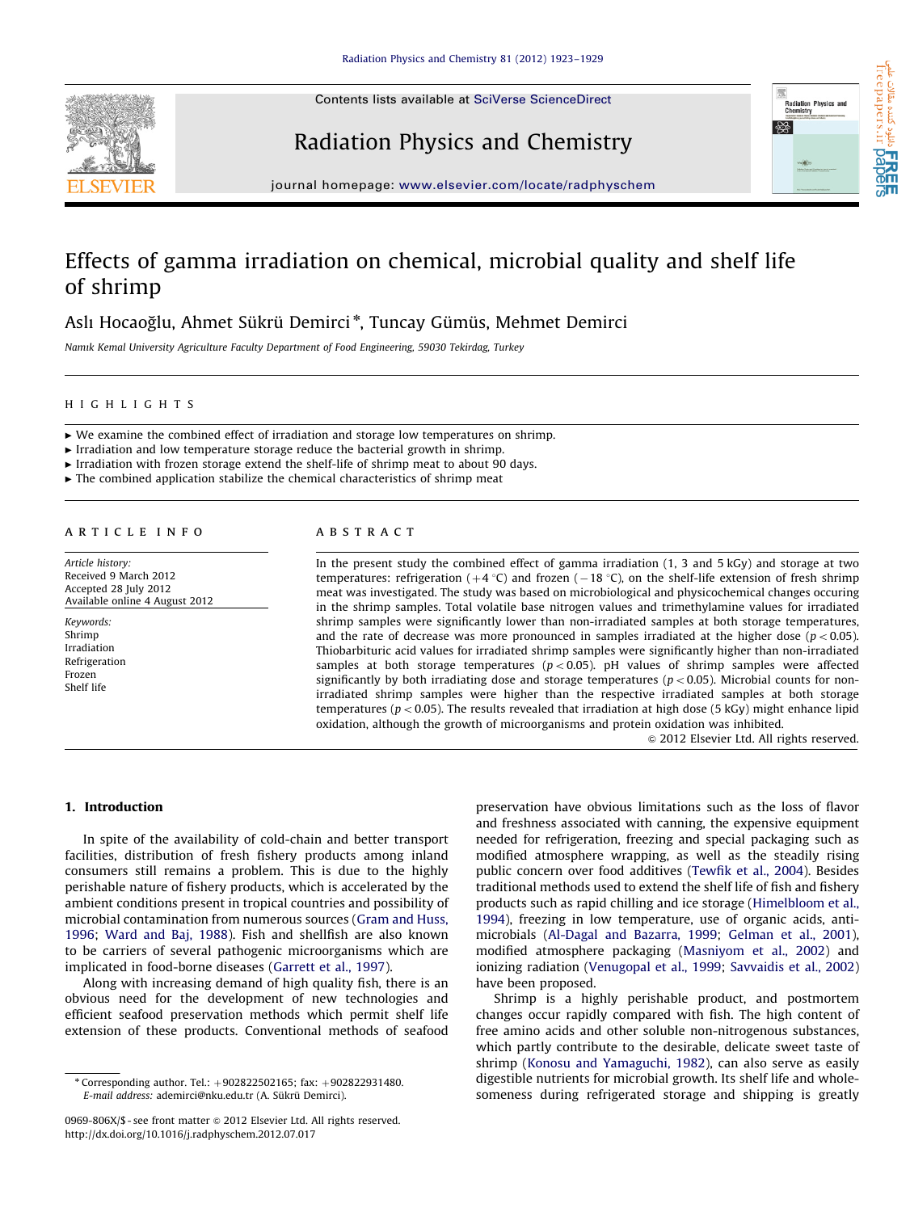# Effects of gamma irradiation on chemical, microbial quality and shelf life of shrimp

Aslı Hocaoğlu, Ahmet Sükrü Demirci*, Tuncay Gümüs, Mehmet Demirci

*Namık Kemal University Agriculture Faculty Department of Food Engineering, 59030 Tekirdag, Turkey*

## HIGHLIGHTS

- ► We examine the combined effect of irradiation and storage low temperatures on shrimp.
- ► Irradiation and low temperature storage reduce the bacterial growth in shrimp.
- ► Irradiation with frozen storage extend the shelf-life of shrimp meat to about 90 days.
- ► The combined application stabilize the chemical characteristics of shrimp meat

## ARTICLE INFO

*Article history:*
Received 9 March 2012
Accepted 28 July 2012
Available online 4 August 2012

*Keywords:*
Shrimp
Irradiation
Refrigeration
Frozen
Shelf life

## ABSTRACT

In the present study the combined effect of gamma irradiation (1, 3 and 5 kGy) and storage at two temperatures: refrigeration (+4 °C) and frozen (−18 °C), on the shelf-life extension of fresh shrimp meat was investigated. The study was based on microbiological and physicochemical changes occuring in the shrimp samples. Total volatile base nitrogen values and trimethylamine values for irradiated shrimp samples were significantly lower than non-irradiated samples at both storage temperatures, and the rate of decrease was more pronounced in samples irradiated at the higher dose ($p < 0.05$). Thiobarbituric acid values for irradiated shrimp samples were significantly higher than non-irradiated samples at both storage temperatures ($p < 0.05$). pH values of shrimp samples were affected significantly by both irradiating dose and storage temperatures ($p < 0.05$). Microbial counts for non-irradiated shrimp samples were higher than the respective irradiated samples at both storage temperatures ($p < 0.05$). The results revealed that irradiation at high dose (5 kGy) might enhance lipid oxidation, although the growth of microorganisms and protein oxidation was inhibited.

© 2012 Elsevier Ltd. All rights reserved.

## 1. Introduction

In spite of the availability of cold-chain and better transport facilities, distribution of fresh fishery products among inland consumers still remains a problem. This is due to the highly perishable nature of fishery products, which is accelerated by the ambient conditions present in tropical countries and possibility of microbial contamination from numerous sources (Gram and Huss, 1996; Ward and Baj, 1988). Fish and shellfish are also known to be carriers of several pathogenic microorganisms which are implicated in food-borne diseases (Garrett et al., 1997).

Along with increasing demand of high quality fish, there is an obvious need for the development of new technologies and efficient seafood preservation methods which permit shelf life extension of these products. Conventional methods of seafood preservation have obvious limitations such as the loss of flavor and freshness associated with canning, the expensive equipment needed for refrigeration, freezing and special packaging such as modified atmosphere wrapping, as well as the steadily rising public concern over food additives (Tewfik et al., 2004). Besides traditional methods used to extend the shelf life of fish and fishery products such as rapid chilling and ice storage (Himelbloom et al., 1994), freezing in low temperature, use of organic acids, antimicrobials (Al-Dagal and Bazarra, 1999; Gelman et al., 2001), modified atmosphere packaging (Masniyom et al., 2002) and ionizing radiation (Venugopal et al., 1999; Savvaidis et al., 2002) have been proposed.

Shrimp is a highly perishable product, and postmortem changes occur rapidly compared with fish. The high content of free amino acids and other soluble non-nitrogenous substances, which partly contribute to the desirable, delicate sweet taste of shrimp (Konosu and Yamaguchi, 1982), can also serve as easily digestible nutrients for microbial growth. Its shelf life and wholesomeness during refrigerated storage and shipping is greatly

* Corresponding author. Tel.: +902822502165; fax: +902822931480.
E-mail address: ademirci@nku.edu.tr (A. Sükrü Demirci).

0969-806X/$ - see front matter © 2012 Elsevier Ltd. All rights reserved.
http://dx.doi.org/10.1016/j.radphyschem.2012.07.017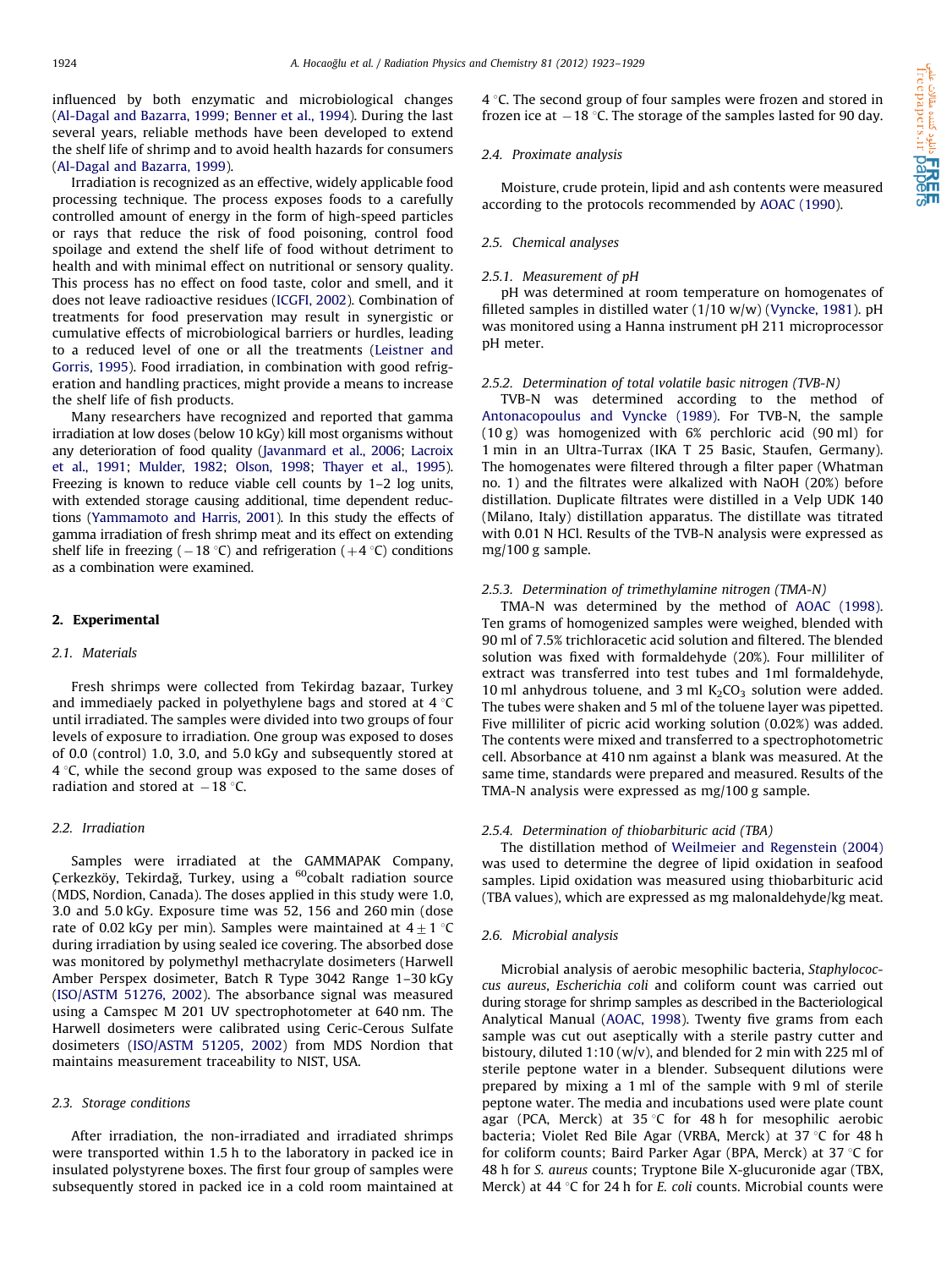influenced by both enzymatic and microbiological changes (Al-Dagal and Bazarra, 1999; Benner et al., 1994). During the last several years, reliable methods have been developed to extend the shelf life of shrimp and to avoid health hazards for consumers (Al-Dagal and Bazarra, 1999).

Irradiation is recognized as an effective, widely applicable food processing technique. The process exposes foods to a carefully controlled amount of energy in the form of high-speed particles or rays that reduce the risk of food poisoning, control food spoilage and extend the shelf life of food without detriment to health and with minimal effect on nutritional or sensory quality. This process has no effect on food taste, color and smell, and it does not leave radioactive residues (ICGFI, 2002). Combination of treatments for food preservation may result in synergistic or cumulative effects of microbiological barriers or hurdles, leading to a reduced level of one or all the treatments (Leistner and Gorris, 1995). Food irradiation, in combination with good refrigeration and handling practices, might provide a means to increase the shelf life of fish products.

Many researchers have recognized and reported that gamma irradiation at low doses (below 10 kGy) kill most organisms without any deterioration of food quality (Javanmard et al., 2006; Lacroix et al., 1991; Mulder, 1982; Olson, 1998; Thayer et al., 1995). Freezing is known to reduce viable cell counts by 1–2 log units, with extended storage causing additional, time dependent reductions (Yammamoto and Harris, 2001). In this study the effects of gamma irradiation of fresh shrimp meat and its effect on extending shelf life in freezing (−18 °C) and refrigeration (+4 °C) conditions as a combination were examined.

## 2. Experimental

### 2.1. Materials

Fresh shrimps were collected from Tekirdag bazaar, Turkey and immediaely packed in polyethylene bags and stored at 4 °C until irradiated. The samples were divided into two groups of four levels of exposure to irradiation. One group was exposed to doses of 0.0 (control) 1.0, 3.0, and 5.0 kGy and subsequently stored at 4 °C, while the second group was exposed to the same doses of radiation and stored at −18 °C.

### 2.2. Irradiation

Samples were irradiated at the GAMMAPAK Company, Çerkezköy, Tekirdağ, Turkey, using a $^{60}$cobalt radiation source (MDS, Nordion, Canada). The doses applied in this study were 1.0, 3.0 and 5.0 kGy. Exposure time was 52, 156 and 260 min (dose rate of 0.02 kGy per min). Samples were maintained at 4 ± 1 °C during irradiation by using sealed ice covering. The absorbed dose was monitored by polymethyl methacrylate dosimeters (Harwell Amber Perspex dosimeter, Batch R Type 3042 Range 1–30 kGy (ISO/ASTM 51276, 2002). The absorbance signal was measured using a Camspec M 201 UV spectrophotometer at 640 nm. The Harwell dosimeters were calibrated using Ceric-Cerous Sulfate dosimeters (ISO/ASTM 51205, 2002) from MDS Nordion that maintains measurement traceability to NIST, USA.

### 2.3. Storage conditions

After irradiation, the non-irradiated and irradiated shrimps were transported within 1.5 h to the laboratory in packed ice in insulated polystyrene boxes. The first four group of samples were subsequently stored in packed ice in a cold room maintained at 4 °C. The second group of four samples were frozen and stored in frozen ice at −18 °C. The storage of the samples lasted for 90 day.

### 2.4. Proximate analysis

Moisture, crude protein, lipid and ash contents were measured according to the protocols recommended by AOAC (1990).

### 2.5. Chemical analyses

#### 2.5.1. Measurement of pH

pH was determined at room temperature on homogenates of filleted samples in distilled water (1/10 w/w) (Vyncke, 1981). pH was monitored using a Hanna instrument pH 211 microprocessor pH meter.

#### 2.5.2. Determination of total volatile basic nitrogen (TVB-N)

TVB-N was determined according to the method of Antonacopoulus and Vyncke (1989). For TVB-N, the sample (10 g) was homogenized with 6% perchloric acid (90 ml) for 1 min in an Ultra-Turrax (IKA T 25 Basic, Staufen, Germany). The homogenates were filtered through a filter paper (Whatman no. 1) and the filtrates were alkalized with NaOH (20%) before distillation. Duplicate filtrates were distilled in a Velp UDK 140 (Milano, Italy) distillation apparatus. The distillate was titrated with 0.01 N HCl. Results of the TVB-N analysis were expressed as mg/100 g sample.

#### 2.5.3. Determination of trimethylamine nitrogen (TMA-N)

TMA-N was determined by the method of AOAC (1998). Ten grams of homogenized samples were weighed, blended with 90 ml of 7.5% trichloracetic acid solution and filtered. The blended solution was fixed with formaldehyde (20%). Four milliliter of extract was transferred into test tubes and 1ml formaldehyde, 10 ml anhydrous toluene, and 3 ml $K_2CO_3$ solution were added. The tubes were shaken and 5 ml of the toluene layer was pipetted. Five milliliter of picric acid working solution (0.02%) was added. The contents were mixed and transferred to a spectrophotometric cell. Absorbance at 410 nm against a blank was measured. At the same time, standards were prepared and measured. Results of the TMA-N analysis were expressed as mg/100 g sample.

#### 2.5.4. Determination of thiobarbituric acid (TBA)

The distillation method of Weilmeier and Regenstein (2004) was used to determine the degree of lipid oxidation in seafood samples. Lipid oxidation was measured using thiobarbituric acid (TBA values), which are expressed as mg malonaldehyde/kg meat.

### 2.6. Microbial analysis

Microbial analysis of aerobic mesophilic bacteria, *Staphylococcus aureus*, *Escherichia coli* and coliform count was carried out during storage for shrimp samples as described in the Bacteriological Analytical Manual (AOAC, 1998). Twenty five grams from each sample was cut out aseptically with a sterile pastry cutter and bistoury, diluted 1:10 (w/v), and blended for 2 min with 225 ml of sterile peptone water in a blender. Subsequent dilutions were prepared by mixing a 1 ml of the sample with 9 ml of sterile peptone water. The media and incubations used were plate count agar (PCA, Merck) at 35 °C for 48 h for mesophilic aerobic bacteria; Violet Red Bile Agar (VRBA, Merck) at 37 °C for 48 h for coliform counts; Baird Parker Agar (BPA, Merck) at 37 °C for 48 h for *S. aureus* counts; Tryptone Bile X-glucuronide agar (TBX, Merck) at 44 °C for 24 h for *E. coli* counts. Microbial counts were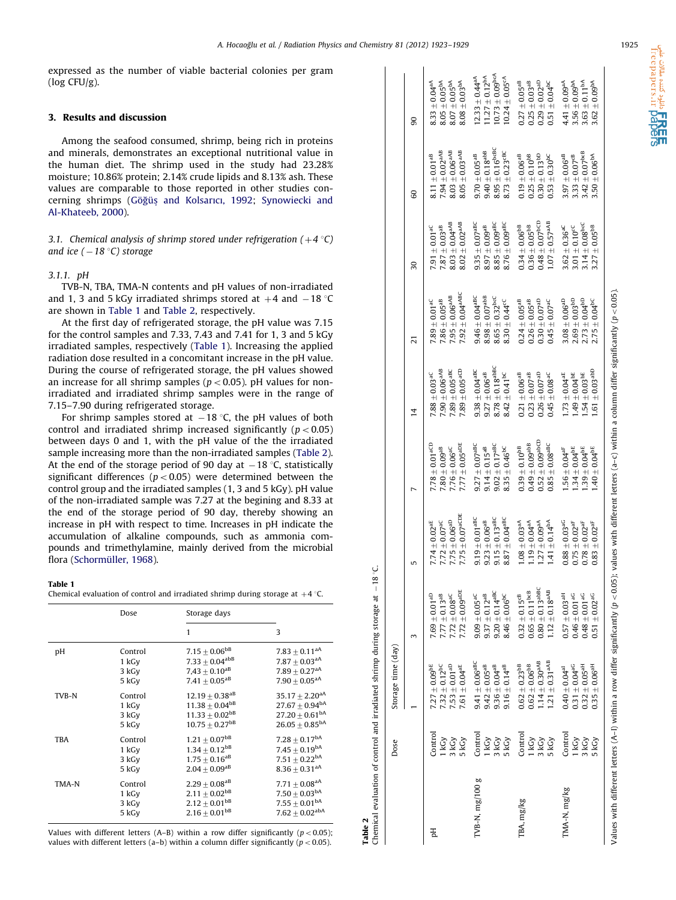expressed as the number of viable bacterial colonies per gram (log CFU/g).

## 3. Results and discussion

Among the seafood consumed, shrimp, being rich in proteins and minerals, demonstrates an exceptional nutritional value in the human diet. The shrimp used in the study had 23.28% moisture; 10.86% protein; 2.14% crude lipids and 8.13% ash. These values are comparable to those reported in other studies concerning shrimps (Göğüş and Kolsarıcı, 1992; Synowiecki and Al-Khateeb, 2000).

### *3.1. Chemical analysis of shrimp stored under refrigeration (+4 °C) and ice (−18 °C) storage*

#### *3.1.1. pH*

TVB-N, TBA, TMA-N contents and pH values of non-irradiated and 1, 3 and 5 kGy irradiated shrimps stored at +4 and −18 °C are shown in Table 1 and Table 2, respectively.

At the first day of refrigerated storage, the pH value was 7.15 for the control samples and 7.33, 7.43 and 7.41 for 1, 3 and 5 kGy irradiated samples, respectively (Table 1). Increasing the applied radiation dose resulted in a concomitant increase in the pH value. During the course of refrigerated storage, the pH values showed an increase for all shrimp samples ($p<0.05$). pH values for non-irradiated and irradiated shrimp samples were in the range of 7.15–7.90 during refrigerated storage.

For shrimp samples stored at −18 °C, the pH values of both control and irradiated shrimp increased significantly ($p<0.05$) between days 0 and 1, with the pH value of the the irradiated sample increasing more than the non-irradiated samples (Table 2). At the end of the storage period of 90 day at −18 °C, statistically significant differences ($p<0.05$) were determined between the control group and the irradiated samples (1, 3 and 5 kGy). pH value of the non-irradiated sample was 7.27 at the beginning and 8.33 at the end of the storage period of 90 day, thereby showing an increase in pH with respect to time. Increases in pH indicate the accumulation of alkaline compounds, such as ammonia compounds and trimethylamine, mainly derived from the microbial flora (Schormüller, 1968).

**Table 1**
Chemical evaluation of control and irradiated shrimp during storage at +4 °C.

| | Dose | Storage days | |
|---|---|---|---|
| | | 1 | 3 |
| pH | Control | $7.15\pm0.06^{bB}$ | $7.83\pm0.11^{aA}$ |
| | 1 kGy | $7.33\pm0.04^{abB}$ | $7.87\pm0.03^{aA}$ |
| | 3 kGy | $7{,}43\pm0.10^{aB}$ | $7.89\pm0.27^{aA}$ |
| | 5 kGy | $7.41\pm0.05^{aB}$ | $7.90\pm0.05^{aA}$ |
| TVB-N | Control | $12.19\pm0.38^{aB}$ | $35.17\pm2.20^{aA}$ |
| | 1 kGy | $11.38\pm0.04^{bB}$ | $27.67\pm0.94^{bA}$ |
| | 3 kGy | $11.33\pm0.02^{bB}$ | $27.20\pm0.61^{bA}$ |
| | 5 kGy | $10.75\pm0.27^{bB}$ | $26.05\pm0.85^{bA}$ |
| TBA | Control | $1.21\pm0.07^{bB}$ | $7.28\pm0.17^{bA}$ |
| | 1 kGy | $1.34\pm0.12^{bB}$ | $7.45\pm0.19^{bA}$ |
| | 3 kGy | $1.75\pm0.16^{aB}$ | $7.51\pm0.22^{bA}$ |
| | 5 kGy | $2.04\pm0.09^{aB}$ | $8.36\pm0.31^{aA}$ |
| TMA-N | Control | $2.29\pm0.08^{aB}$ | $7.71\pm0.08^{aA}$ |
| | 1 kGy | $2.11\pm0.02^{bB}$ | $7.50\pm0.03^{bA}$ |
| | 3 kGy | $2.12\pm0.01^{bB}$ | $7.55\pm0.01^{bA}$ |
| | 5 kGy | $2.16\pm0.01^{bB}$ | $7.62\pm0.02^{abA}$ |

Values with different letters (A–B) within a row differ significantly ($p<0.05$); values with different letters (a–b) within a column differ significantly ($p<0.05$).

**Table 2**
Chemical evaluation of control and irradiated shrimp during storage at −18 °C.

| | Dose | Storage time (day) | | | | | | | | |
|---|---|---|---|---|---|---|---|---|---|---|
| | | 1 | 3 | 5 | 7 | 14 | 21 | 30 | 60 | 90 |
| pH | Control | $7.27\pm0.09^{bE}$ | $7.69\pm0.01^{aD}$ | $7.74\pm0.02^{aE}$ | $7.78\pm0.01^{aCD}$ | $7.88\pm0.03^{aC}$ | $7.89\pm0.01^{aC}$ | $7.91\pm0.01^{aC}$ | $8.11\pm0.01^{aB}$ | $8.33\pm0.04^{aA}$ |
| | 1 kGy | $7.32\pm0.12^{bC}$ | $7.77\pm0.13^{aB}$ | $7.72\pm0.07^{aC}$ | $7.80\pm0.09^{aB}$ | $7.90\pm0.06^{aAB}$ | $7.86\pm0.05^{aB}$ | $7.87\pm0.03^{aB}$ | $7.94\pm0.02^{aAB}$ | $8.05\pm0.05^{bA}$ |
| | 3 kGy | $7.53\pm0.01^{aD}$ | $7.72\pm0.08^{aC}$ | $7.75\pm0.06^{aD}$ | $7.76\pm0.06^{aC}$ | $7.89\pm0.05^{aBC}$ | $7.95\pm0.06^{aAB}$ | $8.03\pm0.04^{aAB}$ | $8.03\pm0.06^{aAB}$ | $8.07\pm0.05^{bA}$ |
| | 5 kGy | $7.61\pm0.04^{aE}$ | $7.72\pm0.09^{aDE}$ | $7.75\pm0.07^{aCDE}$ | $7.77\pm0.05^{aDE}$ | $7.89\pm0.05^{aCD}$ | $7.92\pm0.04^{aABC}$ | $8.02\pm0.02^{aAB}$ | $8.05\pm0.03^{aAB}$ | $8.08\pm0.03^{bA}$ |
| TVB-N, mg/100 g | Control | $9.41\pm0.06^{aBC}$ | $9.09\pm0.05^{aC}$ | $9.19\pm0.01^{aBC}$ | $9.27\pm0.07^{aBC}$ | $9.38\pm0.04^{aBC}$ | $9.46\pm0.04^{aBC}$ | $9.35\pm0.07^{aBC}$ | $9.70\pm0.05^{aB}$ | $12.33\pm0.44^{aA}$ |
| | 1 kGy | $9.42\pm0.05^{aB}$ | $9.37\pm0.12^{aB}$ | $9.23\pm0.06^{aB}$ | $9.14\pm0.15^{aB}$ | $9.27\pm0.06^{aB}$ | $8.98\pm0.07^{abB}$ | $8.97\pm0.09^{aB}$ | $9.40\pm0.18^{abB}$ | $11.27\pm0.12^{bA}$ |
| | 3 kGy | $9.36\pm0.04^{aB}$ | $9.20\pm0.14^{aBC}$ | $9.15\pm0.13^{aBC}$ | $9.02\pm0.17^{aBC}$ | $8.78\pm0.18^{abBC}$ | $8.65\pm0.32^{bcC}$ | $8.85\pm0.09^{aBC}$ | $8.95\pm0.16^{bcBC}$ | $10.73\pm0.09^{bcA}$ |
| | 5 kGy | $9.16\pm0.14^{aB}$ | $8.46\pm0.06^{bC}$ | $8.87\pm0.04^{aBC}$ | $8.35\pm0.46^{bC}$ | $8.42\pm0.41^{bC}$ | $8.30\pm0.44^{cC}$ | $8.76\pm0.09^{aBC}$ | $8.73\pm0.23^{cBC}$ | $10.24\pm0.05^{cA}$ |
| TBA, mg/kg | Control | $0.62\pm0.23^{bB}$ | $0.32\pm0.15^{cB}$ | $1.08\pm0.03^{aA}$ | $0.39\pm0.10^{bB}$ | $0.21\pm0.06^{aB}$ | $0.24\pm0.05^{aB}$ | $0.34\pm0.06^{bB}$ | $0.19\pm0.06^{aB}$ | $0.27\pm0.05^{aB}$ |
| | 1 kGy | $0.62\pm0.06^{bB}$ | $0.65\pm0.11^{bcB}$ | $1.19\pm0.04^{aA}$ | $0.49\pm0.09^{abB}$ | $0.23\pm0.07^{aB}$ | $0.26\pm0.05^{aB}$ | $0.36\pm0.05^{bB}$ | $0.25\pm0.10^{bB}$ | $0.25\pm0.03^{aB}$ |
| | 3 kGy | $1.14\pm0.30^{aAB}$ | $0.80\pm0.13^{abBC}$ | $1.27\pm0.09^{aA}$ | $0.52\pm0.09^{abCD}$ | $0.26\pm0.07^{aD}$ | $0.30\pm0.07^{aD}$ | $0.48\pm0.07^{bCD}$ | $0.30\pm0.13^{bD}$ | $0.29\pm0.02^{aD}$ |
| | 5 kGy | $1.21\pm0.31^{aAB}$ | $1.12\pm0.18^{aAB}$ | $1.41\pm0.14^{bA}$ | $0.85\pm0.08^{aBC}$ | $0.45\pm0.08^{aC}$ | $0.45\pm0.07^{aC}$ | $1.07\pm0.57^{aAB}$ | $0.53\pm0.30^{bC}$ | $0.51\pm0.04^{bC}$ |
| TMA-N, mg/kg | Control | $0.40\pm0.04^{aI}$ | $0.57\pm0.03^{aH}$ | $0.88\pm0.03^{aG}$ | $1.56\pm0.04^{aF}$ | $1.73\pm0.04^{aE}$ | $3.08\pm0.06^{aD}$ | $3.62\pm0.36^{aC}$ | $3.97\pm0.06^{aB}$ | $4.41\pm0.09^{aA}$ |
| | 1 kGy | $0.31\pm0.04^{aG}$ | $0.46\pm0.01^{aG}$ | $0.75\pm0.02^{aF}$ | $1.34\pm0.04^{bE}$ | $1.49\pm0.04^{bE}$ | $2.69\pm0.03^{bD}$ | $3.01\pm0.10^{cC}$ | $3.33\pm0.07^{cB}$ | $3.56\pm0.09^{bA}$ |
| | 3 kGy | $0.32\pm0.05^{aH}$ | $0.48\pm0.01^{aG}$ | $0.78\pm0.02^{aF}$ | $1.39\pm0.04^{bE}$ | $1.54\pm0.03^{bE}$ | $2.73\pm0.04^{bD}$ | $3.14\pm0.08^{bcC}$ | $3.42\pm0.07^{bcB}$ | $3.63\pm0.11^{bA}$ |
| | 5 kGy | $0.35\pm0.06^{aH}$ | $0.51\pm0.02^{aG}$ | $0.83\pm0.02^{aF}$ | $1.40\pm0.04^{bE}$ | $1.61\pm0.03^{abD}$ | $2.75\pm0.04^{bC}$ | $3.27\pm0.05^{bB}$ | $3.50\pm0.06^{bA}$ | $3.62\pm0.09^{bA}$ |

Values with different letters (A–I) within a row differ significantly ($p<0.05$); values with different letters (a–c) within a column differ significantly ($p<0.05$).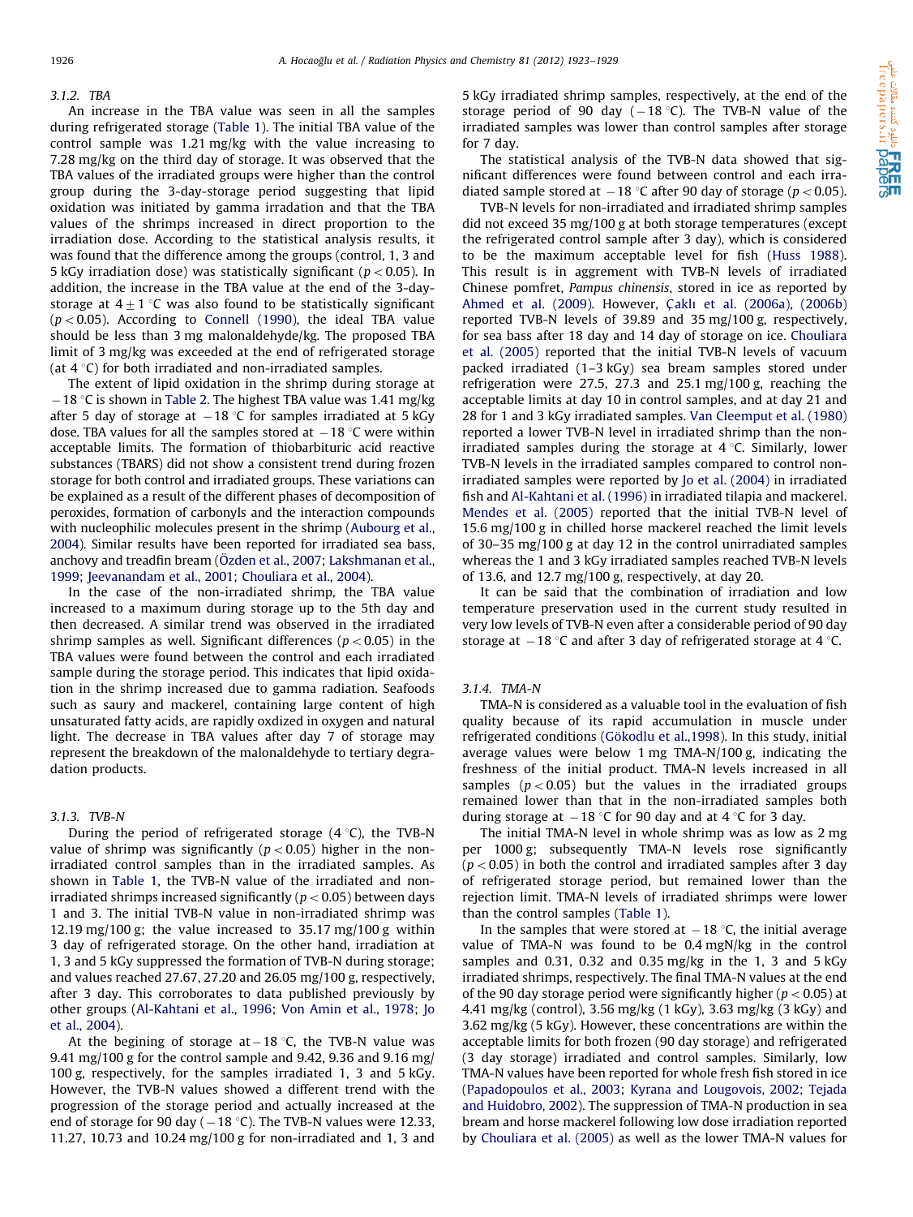### 3.1.2. TBA

An increase in the TBA value was seen in all the samples during refrigerated storage (Table 1). The initial TBA value of the control sample was 1.21 mg/kg with the value increasing to 7.28 mg/kg on the third day of storage. It was observed that the TBA values of the irradiated groups were higher than the control group during the 3-day-storage period suggesting that lipid oxidation was initiated by gamma irradation and that the TBA values of the shrimps increased in direct proportion to the irradiation dose. According to the statistical analysis results, it was found that the difference among the groups (control, 1, 3 and 5 kGy irradiation dose) was statistically significant ($p<0.05$). In addition, the increase in the TBA value at the end of the 3-day-storage at $4\pm1$ °C was also found to be statistically significant ($p<0.05$). According to Connell (1990), the ideal TBA value should be less than 3 mg malonaldehyde/kg. The proposed TBA limit of 3 mg/kg was exceeded at the end of refrigerated storage (at 4 °C) for both irradiated and non-irradiated samples.

The extent of lipid oxidation in the shrimp during storage at −18 °C is shown in Table 2. The highest TBA value was 1.41 mg/kg after 5 day of storage at −18 °C for samples irradiated at 5 kGy dose. TBA values for all the samples stored at −18 °C were within acceptable limits. The formation of thiobarbituric acid reactive substances (TBARS) did not show a consistent trend during frozen storage for both control and irradiated groups. These variations can be explained as a result of the different phases of decomposition of peroxides, formation of carbonyls and the interaction compounds with nucleophilic molecules present in the shrimp (Aubourg et al., 2004). Similar results have been reported for irradiated sea bass, anchovy and treadfin bream (Özden et al., 2007; Lakshmanan et al., 1999; Jeevanandam et al., 2001; Chouliara et al., 2004).

In the case of the non-irradiated shrimp, the TBA value increased to a maximum during storage up to the 5th day and then decreased. A similar trend was observed in the irradiated shrimp samples as well. Significant differences ($p<0.05$) in the TBA values were found between the control and each irradiated sample during the storage period. This indicates that lipid oxidation in the shrimp increased due to gamma radiation. Seafoods such as saury and mackerel, containing large content of high unsaturated fatty acids, are rapidly oxdized in oxygen and natural light. The decrease in TBA values after day 7 of storage may represent the breakdown of the malonaldehyde to tertiary degradation products.

### 3.1.3. TVB-N

During the period of refrigerated storage (4 °C), the TVB-N value of shrimp was significantly ($p<0.05$) higher in the non-irradiated control samples than in the irradiated samples. As shown in Table 1, the TVB-N value of the irradiated and non-irradiated shrimps increased significantly ($p<0.05$) between days 1 and 3. The initial TVB-N value in non-irradiated shrimp was 12.19 mg/100 g; the value increased to 35.17 mg/100 g within 3 day of refrigerated storage. On the other hand, irradiation at 1, 3 and 5 kGy suppressed the formation of TVB-N during storage; and values reached 27.67, 27.20 and 26.05 mg/100 g, respectively, after 3 day. This corroborates to data published previously by other groups (Al-Kahtani et al., 1996; Von Amin et al., 1978; Jo et al., 2004).

At the begining of storage at −18 °C, the TVB-N value was 9.41 mg/100 g for the control sample and 9.42, 9.36 and 9.16 mg/100 g, respectively, for the samples irradiated 1, 3 and 5 kGy. However, the TVB-N values showed a different trend with the progression of the storage period and actually increased at the end of storage for 90 day (−18 °C). The TVB-N values were 12.33, 11.27, 10.73 and 10.24 mg/100 g for non-irradiated and 1, 3 and 5 kGy irradiated shrimp samples, respectively, at the end of the storage period of 90 day (−18 °C). The TVB-N value of the irradiated samples was lower than control samples after storage for 7 day.

The statistical analysis of the TVB-N data showed that significant differences were found between control and each irradiated sample stored at −18 °C after 90 day of storage ($p<0.05$).

TVB-N levels for non-irradiated and irradiated shrimp samples did not exceed 35 mg/100 g at both storage temperatures (except the refrigerated control sample after 3 day), which is considered to be the maximum acceptable level for fish (Huss 1988). This result is in aggrement with TVB-N levels of irradiated Chinese pomfret, *Pampus chinensis*, stored in ice as reported by Ahmed et al. (2009). However, Çaklı et al. (2006a), (2006b) reported TVB-N levels of 39.89 and 35 mg/100 g, respectively, for sea bass after 18 day and 14 day of storage on ice. Chouliara et al. (2005) reported that the initial TVB-N levels of vacuum packed irradiated (1–3 kGy) sea bream samples stored under refrigeration were 27.5, 27.3 and 25.1 mg/100 g, reaching the acceptable limits at day 10 in control samples, and at day 21 and 28 for 1 and 3 kGy irradiated samples. Van Cleemput et al. (1980) reported a lower TVB-N level in irradiated shrimp than the non-irradiated samples during the storage at 4 °C. Similarly, lower TVB-N levels in the irradiated samples compared to control non-irradiated samples were reported by Jo et al. (2004) in irradiated fish and Al-Kahtani et al. (1996) in irradiated tilapia and mackerel. Mendes et al. (2005) reported that the initial TVB-N level of 15.6 mg/100 g in chilled horse mackerel reached the limit levels of 30–35 mg/100 g at day 12 in the control unirradiated samples whereas the 1 and 3 kGy irradiated samples reached TVB-N levels of 13.6, and 12.7 mg/100 g, respectively, at day 20.

It can be said that the combination of irradiation and low temperature preservation used in the current study resulted in very low levels of TVB-N even after a considerable period of 90 day storage at −18 °C and after 3 day of refrigerated storage at 4 °C.

### 3.1.4. TMA-N

TMA-N is considered as a valuable tool in the evaluation of fish quality because of its rapid accumulation in muscle under refrigerated conditions (Gökodlu et al.,1998). In this study, initial average values were below 1 mg TMA-N/100 g, indicating the freshness of the initial product. TMA-N levels increased in all samples ($p<0.05$) but the values in the irradiated groups remained lower than that in the non-irradiated samples both during storage at −18 °C for 90 day and at 4 °C for 3 day.

The initial TMA-N level in whole shrimp was as low as 2 mg per 1000 g; subsequently TMA-N levels rose significantly ($p<0.05$) in both the control and irradiated samples after 3 day of refrigerated storage period, but remained lower than the rejection limit. TMA-N levels of irradiated shrimps were lower than the control samples (Table 1).

In the samples that were stored at −18 °C, the initial average value of TMA-N was found to be 0.4 mgN/kg in the control samples and 0.31, 0.32 and 0.35 mg/kg in the 1, 3 and 5 kGy irradiated shrimps, respectively. The final TMA-N values at the end of the 90 day storage period were significantly higher ($p<0.05$) at 4.41 mg/kg (control), 3.56 mg/kg (1 kGy), 3.63 mg/kg (3 kGy) and 3.62 mg/kg (5 kGy). However, these concentrations are within the acceptable limits for both frozen (90 day storage) and refrigerated (3 day storage) irradiated and control samples. Similarly, low TMA-N values have been reported for whole fresh fish stored in ice (Papadopoulos et al., 2003; Kyrana and Lougovois, 2002; Tejada and Huidobro, 2002). The suppression of TMA-N production in sea bream and horse mackerel following low dose irradiation reported by Chouliara et al. (2005) as well as the lower TMA-N values for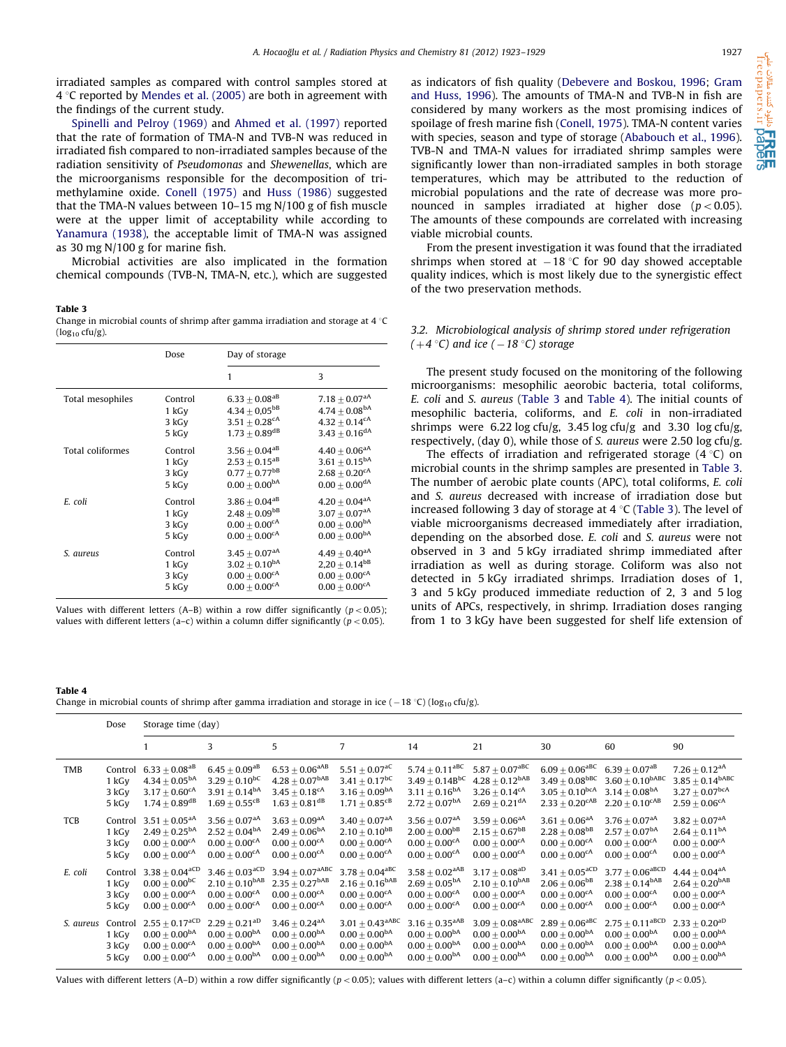irradiated samples as compared with control samples stored at 4 °C reported by Mendes et al. (2005) are both in agreement with the findings of the current study.

Spinelli and Pelroy (1969) and Ahmed et al. (1997) reported that the rate of formation of TMA-N and TVB-N was reduced in irradiated fish compared to non-irradiated samples because of the radiation sensitivity of *Pseudomonas* and *Shewenellas*, which are the microorganisms responsible for the decomposition of trimethylamine oxide. Conell (1975) and Huss (1986) suggested that the TMA-N values between 10–15 mg N/100 g of fish muscle were at the upper limit of acceptability while according to Yanamura (1938), the acceptable limit of TMA-N was assigned as 30 mg N/100 g for marine fish.

Microbial activities are also implicated in the formation chemical compounds (TVB-N, TMA-N, etc.), which are suggested as indicators of fish quality (Debevere and Boskou, 1996; Gram and Huss, 1996). The amounts of TMA-N and TVB-N in fish are considered by many workers as the most promising indices of spoilage of fresh marine fish (Conell, 1975). TMA-N content varies with species, season and type of storage (Ababouch et al., 1996). TVB-N and TMA-N values for irradiated shrimp samples were significantly lower than non-irradiated samples in both storage temperatures, which may be attributed to the reduction of microbial populations and the rate of decrease was more pronounced in samples irradiated at higher dose ($p<0.05$). The amounts of these compounds are correlated with increasing viable microbial counts.

From the present investigation it was found that the irradiated shrimps when stored at $-18$ °C for 90 day showed acceptable quality indices, which is most likely due to the synergistic effect of the two preservation methods.

### 3.2. Microbiological analysis of shrimp stored under refrigeration (+4 °C) and ice (−18 °C) storage

The present study focused on the monitoring of the following microorganisms: mesophilic aerobic bacteria, total coliforms, *E. coli* and *S. aureus* (Table 3 and Table 4). The initial counts of mesophilic bacteria, coliforms, and *E. coli* in non-irradiated shrimps were 6.22 log cfu/g, 3.45 log cfu/g and 3.30 log cfu/g, respectively, (day 0), while those of *S. aureus* were 2.50 log cfu/g.

The effects of irradiation and refrigerated storage (4 °C) on microbial counts in the shrimp samples are presented in Table 3. The number of aerobic plate counts (APC), total coliforms, *E. coli* and *S. aureus* decreased with increase of irradiation dose but increased following 3 day of storage at 4 °C (Table 3). The level of viable microorganisms decreased immediately after irradiation, depending on the absorbed dose. *E. coli* and *S. aureus* were not observed in 3 and 5 kGy irradiated shrimp immediated after irradiation as well as during storage. Coliform was also not detected in 5 kGy irradiated shrimps. Irradiation doses of 1, 3 and 5 kGy produced immediate reduction of 2, 3 and 5 log units of APCs, respectively, in shrimp. Irradiation doses ranging from 1 to 3 kGy have been suggested for shelf life extension of

**Table 3**
Change in microbial counts of shrimp after gamma irradiation and storage at 4 °C ($\log_{10}$ cfu/g).

| | Dose | Day of storage | |
|---|---|---|---|
| | | 1 | 3 |
| Total mesophiles | Control | $6.33\pm0.08^{aB}$ | $7.18\pm0.07^{aA}$ |
| | 1 kGy | $4.34\pm0{,}05^{bB}$ | $4.74\pm0.08^{bA}$ |
| | 3 kGy | $3.51\pm0.28^{cA}$ | $4.32\pm0.14^{cA}$ |
| | 5 kGy | $1.73\pm0.89^{dB}$ | $3.43\pm0.16^{dA}$ |
| Total coliformes | Control | $3.56\pm0.04^{aB}$ | $4.40\pm0.06^{aA}$ |
| | 1 kGy | $2.53\pm0.15^{aB}$ | $3.61\pm0.15^{bA}$ |
| | 3 kGy | $0.77\pm0.77^{bB}$ | $2.68\pm0.20^{cA}$ |
| | 5 kGy | $0.00\pm0.00^{bA}$ | $0.00\pm0.00^{dA}$ |
| *E. coli* | Control | $3.86\pm0.04^{aB}$ | $4.20\pm0.04^{aA}$ |
| | 1 kGy | $2.48\pm0.09^{bB}$ | $3.07\pm0.07^{aA}$ |
| | 3 kGy | $0.00\pm0.00^{cA}$ | $0.00\pm0.00^{bA}$ |
| | 5 kGy | $0.00\pm0.00^{cA}$ | $0.00\pm0.00^{bA}$ |
| *S. aureus* | Control | $3.45\pm0.07^{aA}$ | $4.49\pm0.40^{aA}$ |
| | 1 kGy | $3.02\pm0.10^{bA}$ | $2.20\pm0.14^{bB}$ |
| | 3 kGy | $0.00\pm0.00^{cA}$ | $0.00\pm0.00^{cA}$ |
| | 5 kGy | $0.00\pm0.00^{cA}$ | $0.00\pm0.00^{cA}$ |

Values with different letters (A–B) within a row differ significantly ($p<0.05$); values with different letters (a–c) within a column differ significantly ($p<0.05$).

**Table 4**
Change in microbial counts of shrimp after gamma irradiation and storage in ice (−18 °C) ($\log_{10}$ cfu/g).

| | Dose | Storage time (day) | | | | | | | | |
|---|---|---|---|---|---|---|---|---|---|---|
| | | 1 | 3 | 5 | 7 | 14 | 21 | 30 | 60 | 90 |
| TMB | Control | $6.33\pm0.08^{aB}$ | $6.45\pm0.09^{aB}$ | $6.53\pm0.06^{aAB}$ | $5.51\pm0.07^{aC}$ | $5.74\pm0.11^{aBC}$ | $5.87\pm0.07^{aBC}$ | $6.09\pm0.06^{aBC}$ | $6.39\pm0.07^{aB}$ | $7.26\pm0.12^{aA}$ |
| | 1 kGy | $4.34\pm0.05^{bA}$ | $3.29\pm0.10^{bC}$ | $4.28\pm0.07^{bAB}$ | $3.41\pm0.17^{bC}$ | $3.49\pm0.14B^{bC}$ | $4.28\pm0.12^{bAB}$ | $3.49\pm0.08^{bBC}$ | $3.60\pm0.10^{bABC}$ | $3.85\pm0.14^{bABC}$ |
| | 3 kGy | $3.17\pm0.60^{cA}$ | $3.91\pm0.14^{bA}$ | $3.45\pm0.18^{cA}$ | $3.16\pm0.09^{bA}$ | $3.11\pm0.16^{bA}$ | $3.26\pm0.14^{cA}$ | $3.05\pm0.10^{bcA}$ | $3.14\pm0.08^{bA}$ | $3.27\pm0.07^{bcA}$ |
| | 5 kGy | $1.74\pm0.89^{dB}$ | $1.69\pm0.55^{cB}$ | $1.63\pm0.81^{dB}$ | $1.71\pm0.85^{cB}$ | $2.72\pm0.07^{bA}$ | $2.69\pm0.21^{dA}$ | $2.33\pm0.20^{cAB}$ | $2.20\pm0.10^{cAB}$ | $2.59\pm0.06^{cA}$ |
| TCB | Control | $3.51\pm0.05^{aA}$ | $3.56\pm0.07^{aA}$ | $3.63\pm0.09^{aA}$ | $3.40\pm0.07^{aA}$ | $3.56\pm0.07^{aA}$ | $3.59\pm0.06^{aA}$ | $3.61\pm0.06^{aA}$ | $3.76\pm0.07^{aA}$ | $3.82\pm0.07^{aA}$ |
| | 1 kGy | $2.49\pm0.25^{bA}$ | $2.52\pm0.04^{bA}$ | $2.49\pm0.06^{bA}$ | $2.10\pm0.10^{bB}$ | $2.00\pm0.00^{bB}$ | $2.15\pm0.67^{bB}$ | $2.28\pm0.08^{bB}$ | $2.57\pm0.07^{bA}$ | $2.64\pm0.11^{bA}$ |
| | 3 kGy | $0.00\pm0.00^{cA}$ | $0.00\pm0.00^{cA}$ | $0.00\pm0.00^{cA}$ | $0.00\pm0.00^{cA}$ | $0.00\pm0.00^{cA}$ | $0.00\pm0.00^{cA}$ | $0.00\pm0.00^{cA}$ | $0.00\pm0.00^{cA}$ | $0.00\pm0.00^{cA}$ |
| | 5 kGy | $0.00\pm0.00^{cA}$ | $0.00\pm0.00^{cA}$ | $0.00\pm0.00^{cA}$ | $0.00\pm0.00^{cA}$ | $0.00\pm0.00^{cA}$ | $0.00\pm0.00^{cA}$ | $0.00\pm0.00^{cA}$ | $0.00\pm0.00^{cA}$ | $0.00\pm0.00^{cA}$ |
| *E. coli* | Control | $3.38\pm0.04^{aCD}$ | $3.46\pm0.03^{aCD}$ | $3.94\pm0.07^{aABC}$ | $3.78\pm0.04^{aBC}$ | $3.58\pm0.02^{aAB}$ | $3.17\pm0.08^{aD}$ | $3.41\pm0.05^{aCD}$ | $3.77\pm0.06^{aBCD}$ | $4.44\pm0.04^{aA}$ |
| | 1 kGy | $0.00\pm0.00^{bC}$ | $2.10\pm0.10^{bAB}$ | $2.35\pm0.27^{bAB}$ | $2.16\pm0.16^{bAB}$ | $2.69\pm0.05^{bA}$ | $2.10\pm0.10^{bAB}$ | $2.06\pm0.06^{bB}$ | $2.38\pm0.14^{bAB}$ | $2.64\pm0.20^{bAB}$ |
| | 3 kGy | $0.00\pm0.00^{cA}$ | $0.00\pm0.00^{cA}$ | $0.00\pm0.00^{cA}$ | $0.00\pm0.00^{cA}$ | $0.00\pm0.00^{cA}$ | $0.00\pm0.00^{cA}$ | $0.00\pm0.00^{cA}$ | $0.00\pm0.00^{cA}$ | $0.00\pm0.00^{cA}$ |
| | 5 kGy | $0.00\pm0.00^{cA}$ | $0.00\pm0.00^{cA}$ | $0.00\pm0.00^{cA}$ | $0.00\pm0.00^{cA}$ | $0.00\pm0.00^{cA}$ | $0.00\pm0.00^{cA}$ | $0.00\pm0.00^{cA}$ | $0.00\pm0.00^{cA}$ | $0.00\pm0.00^{cA}$ |
| *S. aureus* | Control | $2.55\pm0.17^{aCD}$ | $2.29\pm0.21^{aD}$ | $3.46\pm0.24^{aA}$ | $3.01\pm0.43^{aABC}$ | $3.16\pm0.35^{aAB}$ | $3.09\pm0.08^{aABC}$ | $2.89\pm0.06^{aBC}$ | $2.75\pm0.11^{aBCD}$ | $2.33\pm0.20^{aD}$ |
| | 1 kGy | $0.00\pm0.00^{bA}$ | $0.00\pm0.00^{bA}$ | $0.00\pm0.00^{bA}$ | $0.00\pm0.00^{bA}$ | $0.00\pm0.00^{bA}$ | $0.00\pm0.00^{bA}$ | $0.00\pm0.00^{bA}$ | $0.00\pm0.00^{bA}$ | $0.00\pm0.00^{bA}$ |
| | 3 kGy | $0.00\pm0.00^{cA}$ | $0.00\pm0.00^{bA}$ | $0.00\pm0.00^{bA}$ | $0.00\pm0.00^{bA}$ | $0.00\pm0.00^{bA}$ | $0.00\pm0.00^{bA}$ | $0.00\pm0.00^{bA}$ | $0.00\pm0.00^{bA}$ | $0.00\pm0.00^{bA}$ |
| | 5 kGy | $0.00\pm0.00^{cA}$ | $0.00\pm0.00^{bA}$ | $0.00\pm0.00^{bA}$ | $0.00\pm0.00^{bA}$ | $0.00\pm0.00^{bA}$ | $0.00\pm0.00^{bA}$ | $0.00\pm0.00^{bA}$ | $0.00\pm0.00^{bA}$ | $0.00\pm0.00^{bA}$ |

Values with different letters (A–D) within a row differ significantly ($p<0.05$); values with different letters (a–c) within a column differ significantly ($p<0.05$).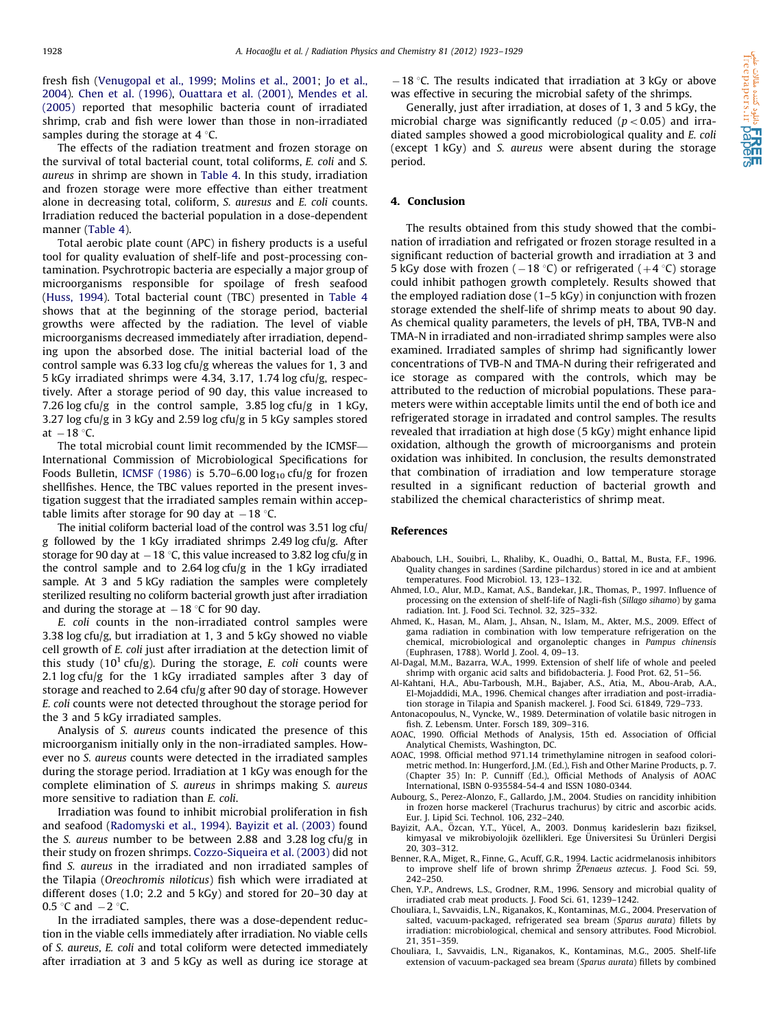fresh fish (Venugopal et al., 1999; Molins et al., 2001; Jo et al., 2004). Chen et al. (1996), Ouattara et al. (2001), Mendes et al. (2005) reported that mesophilic bacteria count of irradiated shrimp, crab and fish were lower than those in non-irradiated samples during the storage at 4 °C.

The effects of the radiation treatment and frozen storage on the survival of total bacterial count, total coliforms, *E. coli* and *S. aureus* in shrimp are shown in Table 4. In this study, irradiation and frozen storage were more effective than either treatment alone in decreasing total, coliform, *S. auresus* and *E. coli* counts. Irradiation reduced the bacterial population in a dose-dependent manner (Table 4).

Total aerobic plate count (APC) in fishery products is a useful tool for quality evaluation of shelf-life and post-processing contamination. Psychrotropic bacteria are especially a major group of microorganisms responsible for spoilage of fresh seafood (Huss, 1994). Total bacterial count (TBC) presented in Table 4 shows that at the beginning of the storage period, bacterial growths were affected by the radiation. The level of viable microorganisms decreased immediately after irradiation, depending upon the absorbed dose. The initial bacterial load of the control sample was 6.33 log cfu/g whereas the values for 1, 3 and 5 kGy irradiated shrimps were 4.34, 3.17, 1.74 log cfu/g, respectively. After a storage period of 90 day, this value increased to 7.26 log cfu/g in the control sample, 3.85 log cfu/g in 1 kGy, 3.27 log cfu/g in 3 kGy and 2.59 log cfu/g in 5 kGy samples stored at −18 °C.

The total microbial count limit recommended by the ICMSF—International Commission of Microbiological Specifications for Foods Bulletin, ICMSF (1986) is 5.70–6.00 $\log_{10}$ cfu/g for frozen shellfishes. Hence, the TBC values reported in the present investigation suggest that the irradiated samples remain within acceptable limits after storage for 90 day at −18 °C.

The initial coliform bacterial load of the control was 3.51 log cfu/g followed by the 1 kGy irradiated shrimps 2.49 log cfu/g. After storage for 90 day at −18 °C, this value increased to 3.82 log cfu/g in the control sample and to 2.64 log cfu/g in the 1 kGy irradiated sample. At 3 and 5 kGy radiation the samples were completely sterilized resulting no coliform bacterial growth just after irradiation and during the storage at −18 °C for 90 day.

*E. coli* counts in the non-irradiated control samples were 3.38 log cfu/g, but irradiation at 1, 3 and 5 kGy showed no viable cell growth of *E. coli* just after irradiation at the detection limit of this study ($10^1$ cfu/g). During the storage, *E. coli* counts were 2.1 log cfu/g for the 1 kGy irradiated samples after 3 day of storage and reached to 2.64 cfu/g after 90 day of storage. However *E. coli* counts were not detected throughout the storage period for the 3 and 5 kGy irradiated samples.

Analysis of *S. aureus* counts indicated the presence of this microorganism initially only in the non-irradiated samples. However no *S. aureus* counts were detected in the irradiated samples during the storage period. Irradiation at 1 kGy was enough for the complete elimination of *S. aureus* in shrimps making *S. aureus* more sensitive to radiation than *E. coli*.

Irradiation was found to inhibit microbial proliferation in fish and seafood (Radomyski et al., 1994). Bayizit et al. (2003) found the *S. aureus* number to be between 2.88 and 3.28 log cfu/g in their study on frozen shrimps. Cozzo-Siqueira et al. (2003) did not find *S. aureus* in the irradiated and non irradiated samples of the Tilapia (*Oreochromis niloticus*) fish which were irradiated at different doses (1.0; 2.2 and 5 kGy) and stored for 20–30 day at 0.5 °C and −2 °C.

In the irradiated samples, there was a dose-dependent reduction in the viable cells immediately after irradiation. No viable cells of *S. aureus*, *E. coli* and total coliform were detected immediately after irradiation at 3 and 5 kGy as well as during ice storage at −18 °C. The results indicated that irradiation at 3 kGy or above was effective in securing the microbial safety of the shrimps.

Generally, just after irradiation, at doses of 1, 3 and 5 kGy, the microbial charge was significantly reduced ($p<0.05$) and irradiated samples showed a good microbiological quality and *E. coli* (except 1 kGy) and *S. aureus* were absent during the storage period.

## 4. Conclusion

The results obtained from this study showed that the combination of irradiation and refrigated or frozen storage resulted in a significant reduction of bacterial growth and irradiation at 3 and 5 kGy dose with frozen (−18 °C) or refrigerated (+4 °C) storage could inhibit pathogen growth completely. Results showed that the employed radiation dose (1–5 kGy) in conjunction with frozen storage extended the shelf-life of shrimp meats to about 90 day. As chemical quality parameters, the levels of pH, TBA, TVB-N and TMA-N in irradiated and non-irradiated shrimp samples were also examined. Irradiated samples of shrimp had significantly lower concentrations of TVB-N and TMA-N during their refrigerated and ice storage as compared with the controls, which may be attributed to the reduction of microbial populations. These parameters were within acceptable limits until the end of both ice and refrigerated storage in irradated and control samples. The results revealed that irradiation at high dose (5 kGy) might enhance lipid oxidation, although the growth of microorganisms and protein oxidation was inhibited. In conclusion, the results demonstrated that combination of irradiation and low temperature storage resulted in a significant reduction of bacterial growth and stabilized the chemical characteristics of shrimp meat.

## References

Ababouch, L.H., Souibri, L., Rhaliby, K., Ouadhi, O., Battal, M., Busta, F.F., 1996. Quality changes in sardines (Sardine pilchardus) stored in ice and at ambient temperatures. Food Microbiol. 13, 123–132.

Ahmed, I.O., Alur, M.D., Kamat, A.S., Bandekar, J.R., Thomas, P., 1997. Influence of processing on the extension of shelf-life of Nagli-fish (*Sillago sihamo*) by gama radiation. Int. J. Food Sci. Technol. 32, 325–332.

Ahmed, K., Hasan, M., Alam, J., Ahsan, N., Islam, M., Akter, M.S., 2009. Effect of gama radiation in combination with low temperature refrigeration on the chemical, microbiological and organoleptic changes in *Pampus chinensis* (Euphrasen, 1788). World J. Zool. 4, 09–13.

Al-Dagal, M.M., Bazarra, W.A., 1999. Extension of shelf life of whole and peeled shrimp with organic acid salts and bifidobacteria. J. Food Prot. 62, 51–56.

Al-Kahtani, H.A., Abu-Tarboush, M.H., Bajaber, A.S., Atia, M., Abou-Arab, A.A., El-Mojaddidi, M.A., 1996. Chemical changes after irradiation and post-irradiation storage in Tilapia and Spanish mackerel. J. Food Sci. 61849, 729–733.

Antonacopoulus, N., Vyncke, W., 1989. Determination of volatile basic nitrogen in fish. Z. Lebensm. Unter. Forsch 189, 309–316.

AOAC, 1990. Official Methods of Analysis, 15th ed. Association of Official Analytical Chemists, Washington, DC.

AOAC, 1998. Official method 971.14 trimethylamine nitrogen in seafood colorimetric method. In: Hungerford, J.M. (Ed.), Fish and Other Marine Products, p. 7. (Chapter 35) In: P. Cunniff (Ed.), Official Methods of Analysis of AOAC International, ISBN 0-935584-54-4 and ISSN 1080-0344.

Aubourg, S., Perez-Alonzo, F., Gallardo, J.M., 2004. Studies on rancidity inhibition in frozen horse mackerel (Trachurus trachurus) by citric and ascorbic acids. Eur. J. Lipid Sci. Technol. 106, 232–240.

Bayizit, A.A., Özcan, Y.T., Yücel, A., 2003. Donmuş karideslerin bazı fiziksel, kimyasal ve mikrobiyolojik özellikleri. Ege Üniversitesi Su Ürünleri Dergisi 20, 303–312.

Benner, R.A., Miget, R., Finne, G., Acuff, G.R., 1994. Lactic acidrmelanosis inhibitors to improve shelf life of brown shrimp Ž*Penaeus aztecus*. J. Food Sci. 59, 242–250.

Chen, Y.P., Andrews, L.S., Grodner, R.M., 1996. Sensory and microbial quality of irradiated crab meat products. J. Food Sci. 61, 1239–1242.

Chouliara, I., Savvaidis, L.N., Riganakos, K., Kontaminas, M.G., 2004. Preservation of salted, vacuum-packaged, refrigerated sea bream (*Sparus aurata*) fillets by irradiation: microbiological, chemical and sensory attributes. Food Microbiol. 21, 351–359.

Chouliara, I., Savvaidis, L.N., Riganakos, K., Kontaminas, M.G., 2005. Shelf-life extension of vacuum-packaged sea bream (*Sparus aurata*) fillets by combined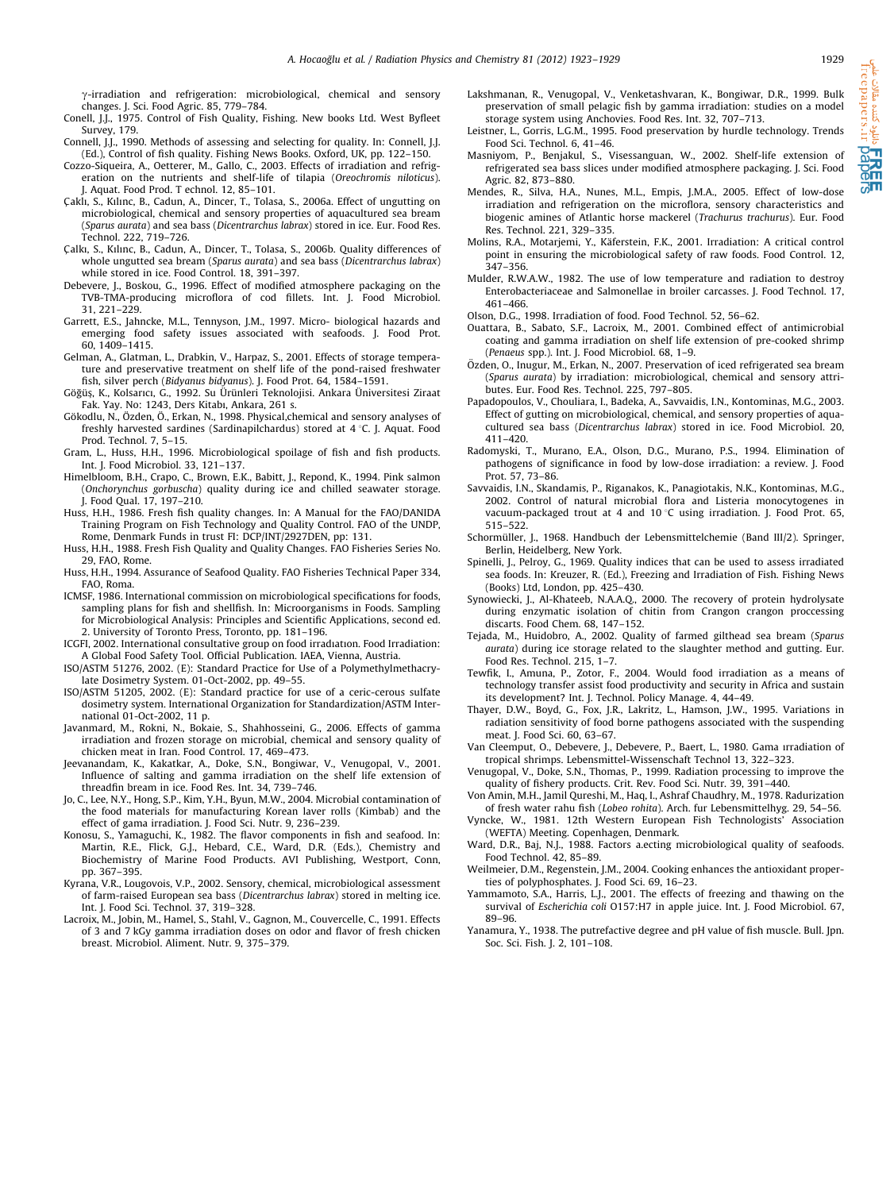γ-irradiation and refrigeration: microbiological, chemical and sensory changes. J. Sci. Food Agric. 85, 779–784.

Conell, J.J., 1975. Control of Fish Quality, Fishing. New books Ltd. West Byfleet Survey, 179.

Connell, J.J., 1990. Methods of assessing and selecting for quality. In: Connell, J.J. (Ed.), Control of fish quality. Fishing News Books. Oxford, UK, pp. 122–150.

Cozzo-Siqueira, A., Oetterer, M., Gallo, C., 2003. Effects of irradiation and refrigeration on the nutrients and shelf-life of tilapia (*Oreochromis niloticus*). J. Aquat. Food Prod. T echnol. 12, 85–101.

Çaklı, S., Kılınc, B., Cadun, A., Dincer, T., Tolasa, S., 2006a. Effect of ungutting on microbiological, chemical and sensory properties of aquacultured sea bream (*Sparus aurata*) and sea bass (*Dicentrarchus labrax*) stored in ice. Eur. Food Res. Technol. 222, 719–726.

Çalkı, S., Kılınc, B., Cadun, A., Dincer, T., Tolasa, S., 2006b. Quality differences of whole ungutted sea bream (*Sparus aurata*) and sea bass (*Dicentrarchus labrax*) while stored in ice. Food Control. 18, 391–397.

Debevere, J., Boskou, G., 1996. Effect of modified atmosphere packaging on the TVB-TMA-producing microflora of cod fillets. Int. J. Food Microbiol. 31, 221–229.

Garrett, E.S., Jahncke, M.L., Tennyson, J.M., 1997. Micro- biological hazards and emerging food safety issues associated with seafoods. J. Food Prot. 60, 1409–1415.

Gelman, A., Glatman, L., Drabkin, V., Harpaz, S., 2001. Effects of storage temperature and preservative treatment on shelf life of the pond-raised freshwater fish, silver perch (*Bidyanus bidyanus*). J. Food Prot. 64, 1584–1591.

Göğüş, K., Kolsarıcı, G., 1992. Su Ürünleri Teknolojisi. Ankara Üniversitesi Ziraat Fak. Yay. No: 1243, Ders Kitabı, Ankara, 261 s.

Gökodlu, N., Özden, Ö., Erkan, N., 1998. Physical,chemical and sensory analyses of freshly harvested sardines (Sardinapilchardus) stored at 4 °C. J. Aquat. Food Prod. Technol. 7, 5–15.

Gram, L., Huss, H.H., 1996. Microbiological spoilage of fish and fish products. Int. J. Food Microbiol. 33, 121–137.

Himelbloom, B.H., Crapo, C., Brown, E.K., Babitt, J., Repond, K., 1994. Pink salmon (*Onchorynchus gorbuscha*) quality during ice and chilled seawater storage. J. Food Qual. 17, 197–210.

Huss, H.H., 1986. Fresh fish quality changes. In: A Manual for the FAO/DANIDA Training Program on Fish Technology and Quality Control. FAO of the UNDP, Rome, Denmark Funds in trust FI: DCP/INT/2927DEN, pp: 131.

Huss, H.H., 1988. Fresh Fish Quality and Quality Changes. FAO Fisheries Series No. 29, FAO, Rome.

Huss, H.H., 1994. Assurance of Seafood Quality. FAO Fisheries Technical Paper 334, FAO, Roma.

ICMSF, 1986. International commission on microbiological specifications for foods, sampling plans for fish and shellfish. In: Microorganisms in Foods. Sampling for Microbiological Analysis: Principles and Scientific Applications, second ed. 2. University of Toronto Press, Toronto, pp. 181–196.

ICGFI, 2002. International consultative group on food irradıatıon. Food Irradiation: A Global Food Safety Tool. Official Publication. IAEA, Vienna, Austria.

ISO/ASTM 51276, 2002. (E): Standard Practice for Use of a Polymethylmethacrylate Dosimetry System. 01-Oct-2002, pp. 49–55.

ISO/ASTM 51205, 2002. (E): Standard practice for use of a ceric-cerous sulfate dosimetry system. International Organization for Standardization/ASTM International 01-Oct-2002, 11 p.

Javanmard, M., Rokni, N., Bokaie, S., Shahhosseini, G., 2006. Effects of gamma irradiation and frozen storage on microbial, chemical and sensory quality of chicken meat in Iran. Food Control. 17, 469–473.

Jeevanandam, K., Kakatkar, A., Doke, S.N., Bongiwar, V., Venugopal, V., 2001. Influence of salting and gamma irradiation on the shelf life extension of threadfin bream in ice. Food Res. Int. 34, 739–746.

Jo, C., Lee, N.Y., Hong, S.P., Kim, Y.H., Byun, M.W., 2004. Microbial contamination of the food materials for manufacturing Korean laver rolls (Kimbab) and the effect of gama irradiation. J. Food Sci. Nutr. 9, 236–239.

Konosu, S., Yamaguchi, K., 1982. The flavor components in fish and seafood. In: Martin, R.E., Flick, G.J., Hebard, C.E., Ward, D.R. (Eds.), Chemistry and Biochemistry of Marine Food Products. AVI Publishing, Westport, Conn, pp. 367–395.

Kyrana, V.R., Lougovois, V.P., 2002. Sensory, chemical, microbiological assessment of farm-raised European sea bass (*Dicentrarchus labrax*) stored in melting ice. Int. J. Food Sci. Technol. 37, 319–328.

Lacroix, M., Jobin, M., Hamel, S., Stahl, V., Gagnon, M., Couvercelle, C., 1991. Effects of 3 and 7 kGy gamma irradiation doses on odor and flavor of fresh chicken breast. Microbiol. Aliment. Nutr. 9, 375–379.

Lakshmanan, R., Venugopal, V., Venketashvaran, K., Bongiwar, D.R., 1999. Bulk preservation of small pelagic fish by gamma irradiation: studies on a model storage system using Anchovies. Food Res. Int. 32, 707–713.

Leistner, L., Gorris, L.G.M., 1995. Food preservation by hurdle technology. Trends Food Sci. Technol. 6, 41–46.

Masniyom, P., Benjakul, S., Visessanguan, W., 2002. Shelf-life extension of refrigerated sea bass slices under modified atmosphere packaging. J. Sci. Food Agric. 82, 873–880.

Mendes, R., Silva, H.A., Nunes, M.L., Empis, J.M.A., 2005. Effect of low-dose irradiation and refrigeration on the microflora, sensory characteristics and biogenic amines of Atlantic horse mackerel (*Trachurus trachurus*). Eur. Food Res. Technol. 221, 329–335.

Molins, R.A., Motarjemi, Y., Käferstein, F.K., 2001. Irradiation: A critical control point in ensuring the microbiological safety of raw foods. Food Control. 12, 347–356.

Mulder, R.W.A.W., 1982. The use of low temperature and radiation to destroy Enterobacteriaceae and Salmonellae in broiler carcasses. J. Food Technol. 17, 461–466.

Olson, D.G., 1998. Irradiation of food. Food Technol. 52, 56–62.

Ouattara, B., Sabato, S.F., Lacroix, M., 2001. Combined effect of antimicrobial coating and gamma irradiation on shelf life extension of pre-cooked shrimp (*Penaeus* spp.). Int. J. Food Microbiol. 68, 1–9.

Özden, O., Inugur, M., Erkan, N., 2007. Preservation of iced refrigerated sea bream (*Sparus aurata*) by irradiation: microbiological, chemical and sensory attributes. Eur. Food Res. Technol. 225, 797–805.

Papadopoulos, V., Chouliara, I., Badeka, A., Savvaidis, I.N., Kontominas, M.G., 2003. Effect of gutting on microbiological, chemical, and sensory properties of aquacultured sea bass (*Dicentrarchus labrax*) stored in ice. Food Microbiol. 20, 411–420.

Radomyski, T., Murano, E.A., Olson, D.G., Murano, P.S., 1994. Elimination of pathogens of significance in food by low-dose irradiation: a review. J. Food Prot. 57, 73–86.

Savvaidis, I.N., Skandamis, P., Riganakos, K., Panagiotakis, N.K., Kontominas, M.G., 2002. Control of natural microbial flora and Listeria monocytogenes in vacuum-packaged trout at 4 and 10 °C using irradiation. J. Food Prot. 65, 515–522.

Schormüller, J., 1968. Handbuch der Lebensmittelchemie (Band III/2). Springer, Berlin, Heidelberg, New York.

Spinelli, J., Pelroy, G., 1969. Quality indices that can be used to assess irradiated sea foods. In: Kreuzer, R. (Ed.), Freezing and Irradiation of Fish. Fishing News (Books) Ltd, London, pp. 425–430.

Synowiecki, J., Al-Khateeb, N.A.A.Q., 2000. The recovery of protein hydrolysate during enzymatic isolation of chitin from Crangon crangon proccessing discarts. Food Chem. 68, 147–152.

Tejada, M., Huidobro, A., 2002. Quality of farmed gilthead sea bream (*Sparus aurata*) during ice storage related to the slaughter method and gutting. Eur. Food Res. Technol. 215, 1–7.

Tewfik, I., Amuna, P., Zotor, F., 2004. Would food irradiation as a means of technology transfer assist food productivity and security in Africa and sustain its development? Int. J. Technol. Policy Manage. 4, 44–49.

Thayer, D.W., Boyd, G., Fox, J.R., Lakritz, L., Hamson, J.W., 1995. Variations in radiation sensitivity of food borne pathogens associated with the suspending meat. J. Food Sci. 60, 63–67.

Van Cleemput, O., Debevere, J., Debevere, P., Baert, L., 1980. Gama ırradiation of tropical shrimps. Lebensmittel-Wissenschaft Technol 13, 322–323.

Venugopal, V., Doke, S.N., Thomas, P., 1999. Radiation processing to improve the quality of fishery products. Crit. Rev. Food Sci. Nutr. 39, 391–440.

Von Amin, M.H., Jamil Qureshi, M., Haq, I., Ashraf Chaudhry, M., 1978. Radurization of fresh water rahu fish (*Lobeo rohita*). Arch. fur Lebensmittelhyg. 29, 54–56.

Vyncke, W., 1981. 12th Western European Fish Technologists' Association (WEFTA) Meeting. Copenhagen, Denmark.

Ward, D.R., Baj, N.J., 1988. Factors a.ecting microbiological quality of seafoods. Food Technol. 42, 85–89.

Weilmeier, D.M., Regenstein, J.M., 2004. Cooking enhances the antioxidant properties of polyphosphates. J. Food Sci. 69, 16–23.

Yammamoto, S.A., Harris, L.J., 2001. The effects of freezing and thawing on the survival of *Escherichia coli* O157:H7 in apple juice. Int. J. Food Microbiol. 67, 89–96.

Yanamura, Y., 1938. The putrefactive degree and pH value of fish muscle. Bull. Jpn. Soc. Sci. Fish. J. 2, 101–108.